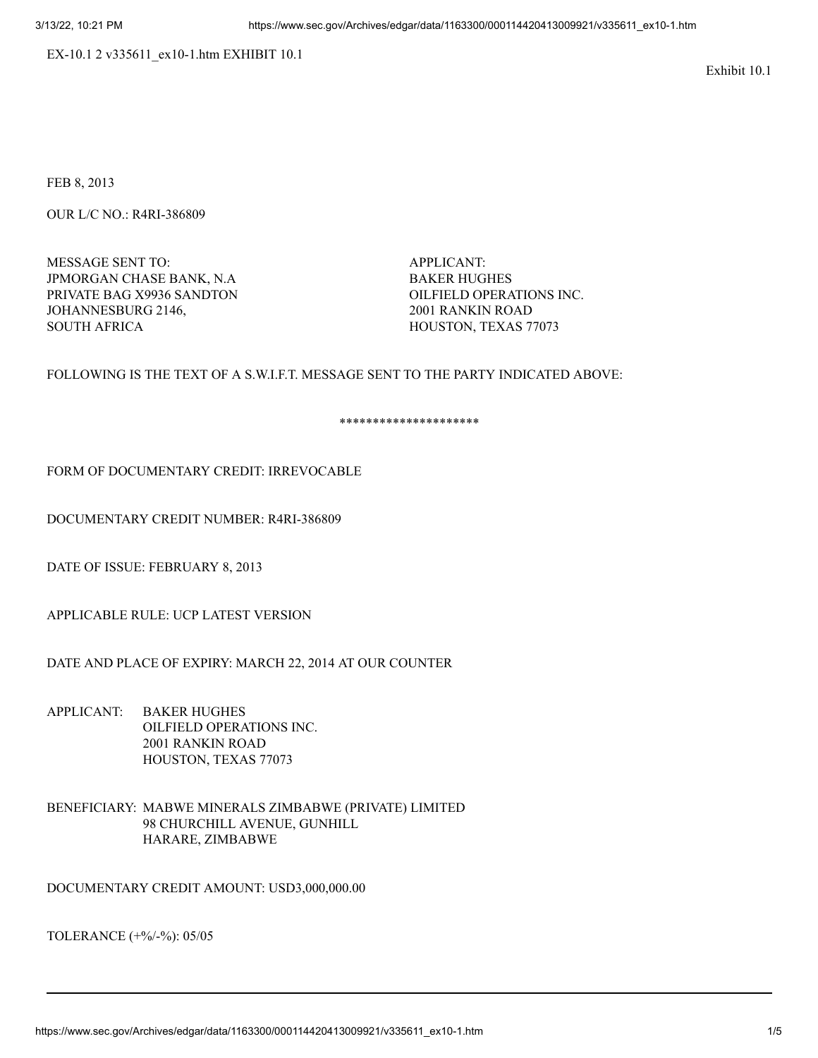EX-10.1 2 v335611_ex10-1.htm EXHIBIT 10.1

Exhibit 10.1

FEB 8, 2013

OUR L/C NO.: R4RI-386809

MESSAGE SENT TO:
JPMORGAN CHASE BANK, N.A
PRIVATE BAG X9936 SANDTON
JOHANNESBURG 2146,
SOUTH AFRICA

APPLICANT:
BAKER HUGHES
OILFIELD OPERATIONS INC.
2001 RANKIN ROAD
HOUSTON, TEXAS 77073

FOLLOWING IS THE TEXT OF A S.W.I.F.T. MESSAGE SENT TO THE PARTY INDICATED ABOVE:

*********************

FORM OF DOCUMENTARY CREDIT: IRREVOCABLE

DOCUMENTARY CREDIT NUMBER: R4RI-386809

DATE OF ISSUE: FEBRUARY 8, 2013

APPLICABLE RULE: UCP LATEST VERSION

DATE AND PLACE OF EXPIRY: MARCH 22, 2014 AT OUR COUNTER

APPLICANT: BAKER HUGHES
OILFIELD OPERATIONS INC.
2001 RANKIN ROAD
HOUSTON, TEXAS 77073

BENEFICIARY: MABWE MINERALS ZIMBABWE (PRIVATE) LIMITED
98 CHURCHILL AVENUE, GUNHILL
HARARE, ZIMBABWE

DOCUMENTARY CREDIT AMOUNT: USD3,000,000.00

TOLERANCE (+%/-%): 05/05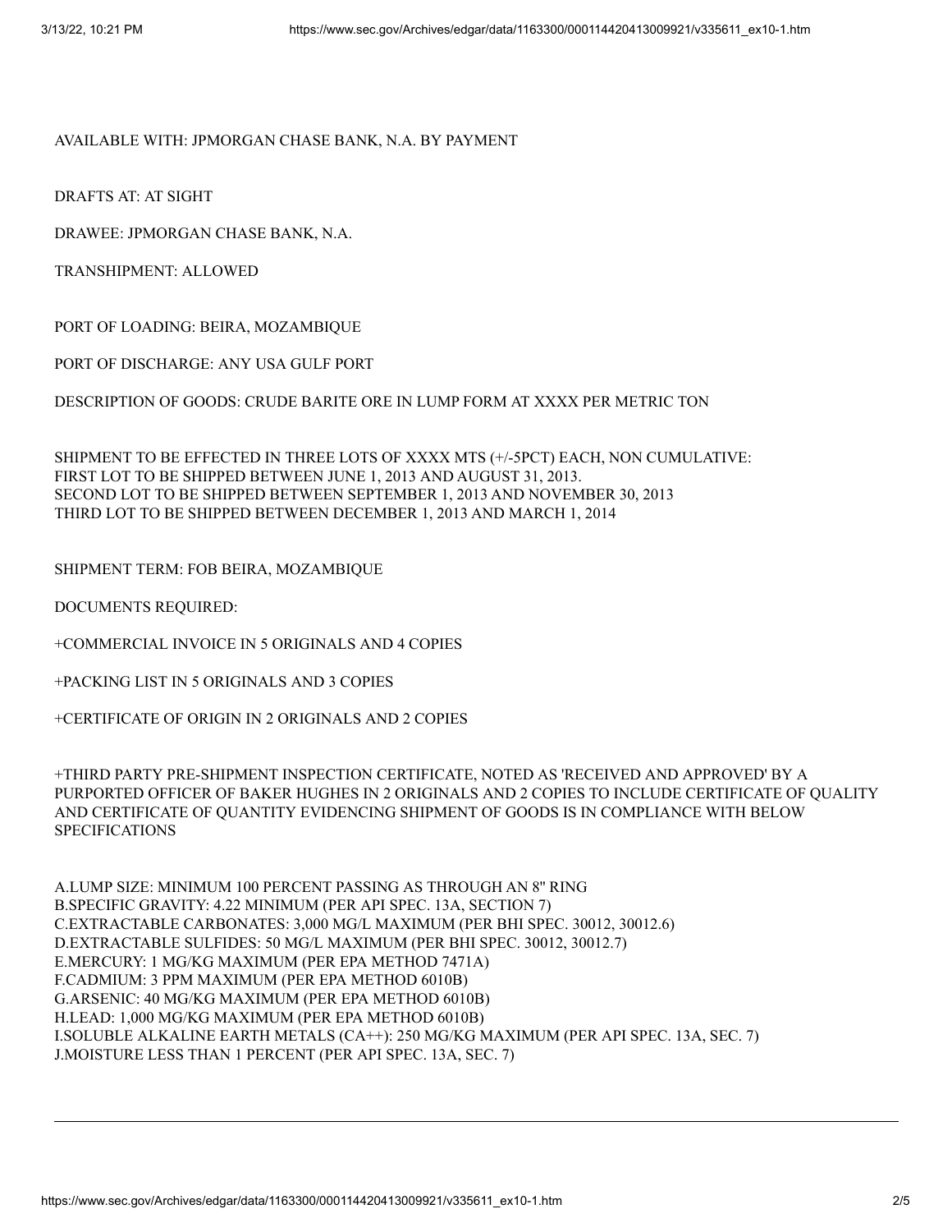AVAILABLE WITH: JPMORGAN CHASE BANK, N.A. BY PAYMENT

DRAFTS AT: AT SIGHT

DRAWEE: JPMORGAN CHASE BANK, N.A.

TRANSHIPMENT: ALLOWED

PORT OF LOADING: BEIRA, MOZAMBIQUE

PORT OF DISCHARGE: ANY USA GULF PORT

DESCRIPTION OF GOODS: CRUDE BARITE ORE IN LUMP FORM AT XXXX PER METRIC TON

SHIPMENT TO BE EFFECTED IN THREE LOTS OF XXXX MTS (+/-5PCT) EACH, NON CUMULATIVE:
FIRST LOT TO BE SHIPPED BETWEEN JUNE 1, 2013 AND AUGUST 31, 2013.
SECOND LOT TO BE SHIPPED BETWEEN SEPTEMBER 1, 2013 AND NOVEMBER 30, 2013
THIRD LOT TO BE SHIPPED BETWEEN DECEMBER 1, 2013 AND MARCH 1, 2014

SHIPMENT TERM: FOB BEIRA, MOZAMBIQUE

DOCUMENTS REQUIRED:

+COMMERCIAL INVOICE IN 5 ORIGINALS AND 4 COPIES

+PACKING LIST IN 5 ORIGINALS AND 3 COPIES

+CERTIFICATE OF ORIGIN IN 2 ORIGINALS AND 2 COPIES

+THIRD PARTY PRE-SHIPMENT INSPECTION CERTIFICATE, NOTED AS 'RECEIVED AND APPROVED' BY A PURPORTED OFFICER OF BAKER HUGHES IN 2 ORIGINALS AND 2 COPIES TO INCLUDE CERTIFICATE OF QUALITY AND CERTIFICATE OF QUANTITY EVIDENCING SHIPMENT OF GOODS IS IN COMPLIANCE WITH BELOW SPECIFICATIONS

A.LUMP SIZE: MINIMUM 100 PERCENT PASSING AS THROUGH AN 8" RING
B.SPECIFIC GRAVITY: 4.22 MINIMUM (PER API SPEC. 13A, SECTION 7)
C.EXTRACTABLE CARBONATES: 3,000 MG/L MAXIMUM (PER BHI SPEC. 30012, 30012.6)
D.EXTRACTABLE SULFIDES: 50 MG/L MAXIMUM (PER BHI SPEC. 30012, 30012.7)
E.MERCURY: 1 MG/KG MAXIMUM (PER EPA METHOD 7471A)
F.CADMIUM: 3 PPM MAXIMUM (PER EPA METHOD 6010B)
G.ARSENIC: 40 MG/KG MAXIMUM (PER EPA METHOD 6010B)
H.LEAD: 1,000 MG/KG MAXIMUM (PER EPA METHOD 6010B)
I.SOLUBLE ALKALINE EARTH METALS (CA++): 250 MG/KG MAXIMUM (PER API SPEC. 13A, SEC. 7)
J.MOISTURE LESS THAN 1 PERCENT (PER API SPEC. 13A, SEC. 7)

---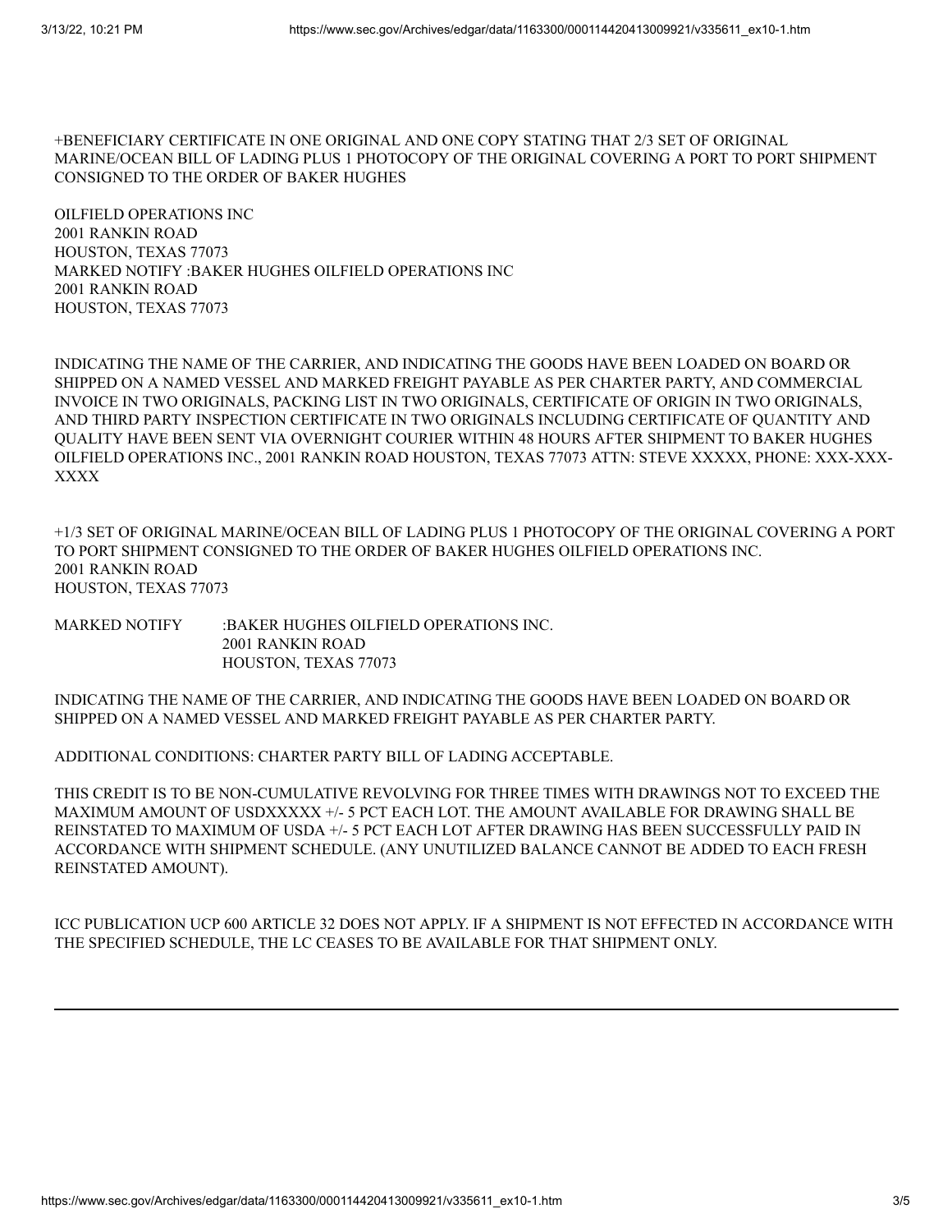+BENEFICIARY CERTIFICATE IN ONE ORIGINAL AND ONE COPY STATING THAT 2/3 SET OF ORIGINAL MARINE/OCEAN BILL OF LADING PLUS 1 PHOTOCOPY OF THE ORIGINAL COVERING A PORT TO PORT SHIPMENT CONSIGNED TO THE ORDER OF BAKER HUGHES

OILFIELD OPERATIONS INC
2001 RANKIN ROAD
HOUSTON, TEXAS 77073
MARKED NOTIFY :BAKER HUGHES OILFIELD OPERATIONS INC
2001 RANKIN ROAD
HOUSTON, TEXAS 77073

INDICATING THE NAME OF THE CARRIER, AND INDICATING THE GOODS HAVE BEEN LOADED ON BOARD OR SHIPPED ON A NAMED VESSEL AND MARKED FREIGHT PAYABLE AS PER CHARTER PARTY, AND COMMERCIAL INVOICE IN TWO ORIGINALS, PACKING LIST IN TWO ORIGINALS, CERTIFICATE OF ORIGIN IN TWO ORIGINALS, AND THIRD PARTY INSPECTION CERTIFICATE IN TWO ORIGINALS INCLUDING CERTIFICATE OF QUANTITY AND QUALITY HAVE BEEN SENT VIA OVERNIGHT COURIER WITHIN 48 HOURS AFTER SHIPMENT TO BAKER HUGHES OILFIELD OPERATIONS INC., 2001 RANKIN ROAD HOUSTON, TEXAS 77073 ATTN: STEVE XXXXX, PHONE: XXX-XXX-XXXX

+1/3 SET OF ORIGINAL MARINE/OCEAN BILL OF LADING PLUS 1 PHOTOCOPY OF THE ORIGINAL COVERING A PORT TO PORT SHIPMENT CONSIGNED TO THE ORDER OF BAKER HUGHES OILFIELD OPERATIONS INC.
2001 RANKIN ROAD
HOUSTON, TEXAS 77073

MARKED NOTIFY :BAKER HUGHES OILFIELD OPERATIONS INC.
2001 RANKIN ROAD
HOUSTON, TEXAS 77073

INDICATING THE NAME OF THE CARRIER, AND INDICATING THE GOODS HAVE BEEN LOADED ON BOARD OR SHIPPED ON A NAMED VESSEL AND MARKED FREIGHT PAYABLE AS PER CHARTER PARTY.

ADDITIONAL CONDITIONS: CHARTER PARTY BILL OF LADING ACCEPTABLE.

THIS CREDIT IS TO BE NON-CUMULATIVE REVOLVING FOR THREE TIMES WITH DRAWINGS NOT TO EXCEED THE MAXIMUM AMOUNT OF USDXXXXX +/- 5 PCT EACH LOT. THE AMOUNT AVAILABLE FOR DRAWING SHALL BE REINSTATED TO MAXIMUM OF USDA +/- 5 PCT EACH LOT AFTER DRAWING HAS BEEN SUCCESSFULLY PAID IN ACCORDANCE WITH SHIPMENT SCHEDULE. (ANY UNUTILIZED BALANCE CANNOT BE ADDED TO EACH FRESH REINSTATED AMOUNT).

ICC PUBLICATION UCP 600 ARTICLE 32 DOES NOT APPLY. IF A SHIPMENT IS NOT EFFECTED IN ACCORDANCE WITH THE SPECIFIED SCHEDULE, THE LC CEASES TO BE AVAILABLE FOR THAT SHIPMENT ONLY.

---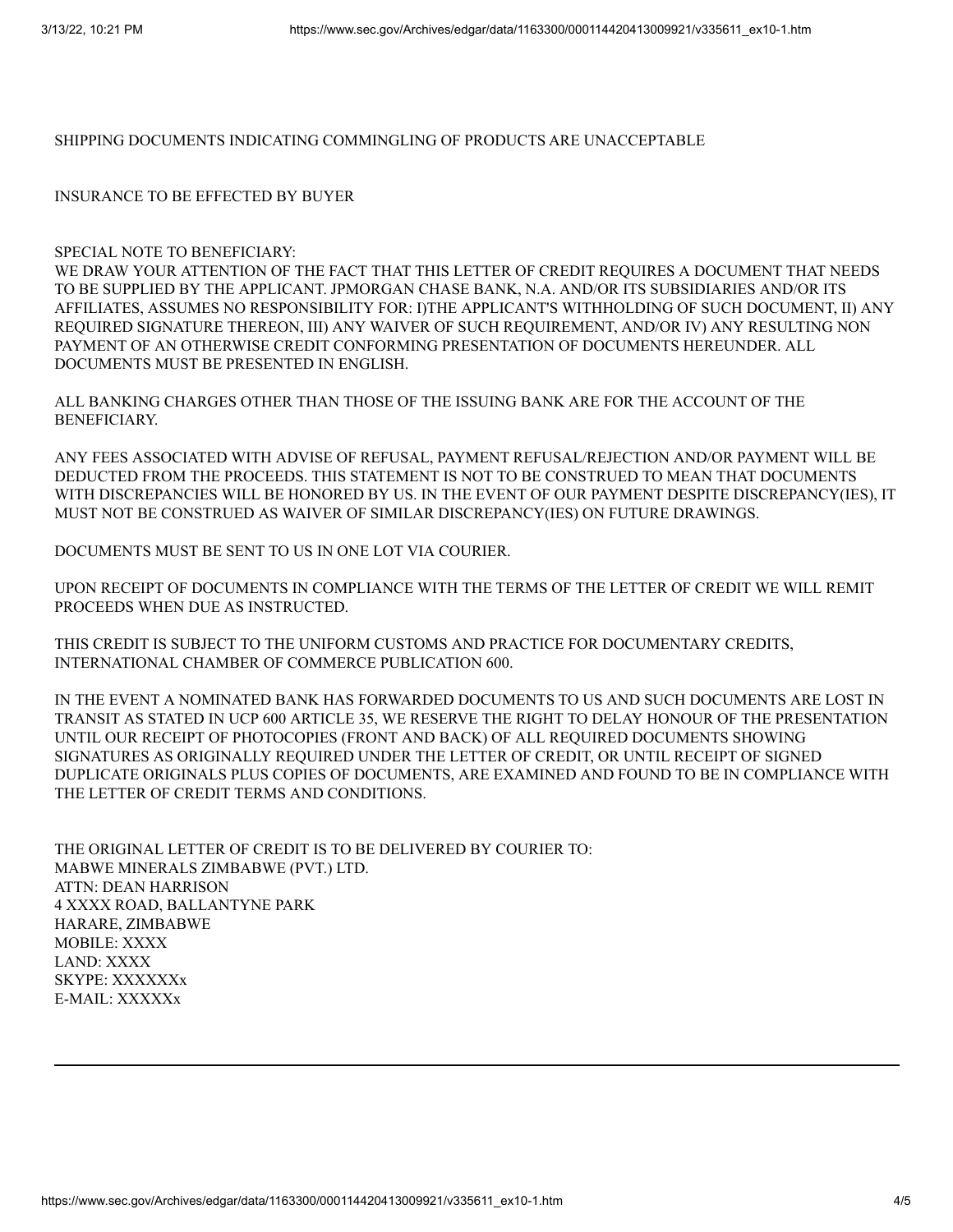SHIPPING DOCUMENTS INDICATING COMMINGLING OF PRODUCTS ARE UNACCEPTABLE

INSURANCE TO BE EFFECTED BY BUYER

SPECIAL NOTE TO BENEFICIARY:
WE DRAW YOUR ATTENTION OF THE FACT THAT THIS LETTER OF CREDIT REQUIRES A DOCUMENT THAT NEEDS TO BE SUPPLIED BY THE APPLICANT. JPMORGAN CHASE BANK, N.A. AND/OR ITS SUBSIDIARIES AND/OR ITS AFFILIATES, ASSUMES NO RESPONSIBILITY FOR: I)THE APPLICANT'S WITHHOLDING OF SUCH DOCUMENT, II) ANY REQUIRED SIGNATURE THEREON, III) ANY WAIVER OF SUCH REQUIREMENT, AND/OR IV) ANY RESULTING NON PAYMENT OF AN OTHERWISE CREDIT CONFORMING PRESENTATION OF DOCUMENTS HEREUNDER. ALL DOCUMENTS MUST BE PRESENTED IN ENGLISH.

ALL BANKING CHARGES OTHER THAN THOSE OF THE ISSUING BANK ARE FOR THE ACCOUNT OF THE BENEFICIARY.

ANY FEES ASSOCIATED WITH ADVISE OF REFUSAL, PAYMENT REFUSAL/REJECTION AND/OR PAYMENT WILL BE DEDUCTED FROM THE PROCEEDS. THIS STATEMENT IS NOT TO BE CONSTRUED TO MEAN THAT DOCUMENTS WITH DISCREPANCIES WILL BE HONORED BY US. IN THE EVENT OF OUR PAYMENT DESPITE DISCREPANCY(IES), IT MUST NOT BE CONSTRUED AS WAIVER OF SIMILAR DISCREPANCY(IES) ON FUTURE DRAWINGS.

DOCUMENTS MUST BE SENT TO US IN ONE LOT VIA COURIER.

UPON RECEIPT OF DOCUMENTS IN COMPLIANCE WITH THE TERMS OF THE LETTER OF CREDIT WE WILL REMIT PROCEEDS WHEN DUE AS INSTRUCTED.

THIS CREDIT IS SUBJECT TO THE UNIFORM CUSTOMS AND PRACTICE FOR DOCUMENTARY CREDITS, INTERNATIONAL CHAMBER OF COMMERCE PUBLICATION 600.

IN THE EVENT A NOMINATED BANK HAS FORWARDED DOCUMENTS TO US AND SUCH DOCUMENTS ARE LOST IN TRANSIT AS STATED IN UCP 600 ARTICLE 35, WE RESERVE THE RIGHT TO DELAY HONOUR OF THE PRESENTATION UNTIL OUR RECEIPT OF PHOTOCOPIES (FRONT AND BACK) OF ALL REQUIRED DOCUMENTS SHOWING SIGNATURES AS ORIGINALLY REQUIRED UNDER THE LETTER OF CREDIT, OR UNTIL RECEIPT OF SIGNED DUPLICATE ORIGINALS PLUS COPIES OF DOCUMENTS, ARE EXAMINED AND FOUND TO BE IN COMPLIANCE WITH THE LETTER OF CREDIT TERMS AND CONDITIONS.

THE ORIGINAL LETTER OF CREDIT IS TO BE DELIVERED BY COURIER TO:
MABWE MINERALS ZIMBABWE (PVT.) LTD.
ATTN: DEAN HARRISON
4 XXXX ROAD, BALLANTYNE PARK
HARARE, ZIMBABWE
MOBILE: XXXX
LAND: XXXX
SKYPE: XXXXXXx
E-MAIL: XXXXXx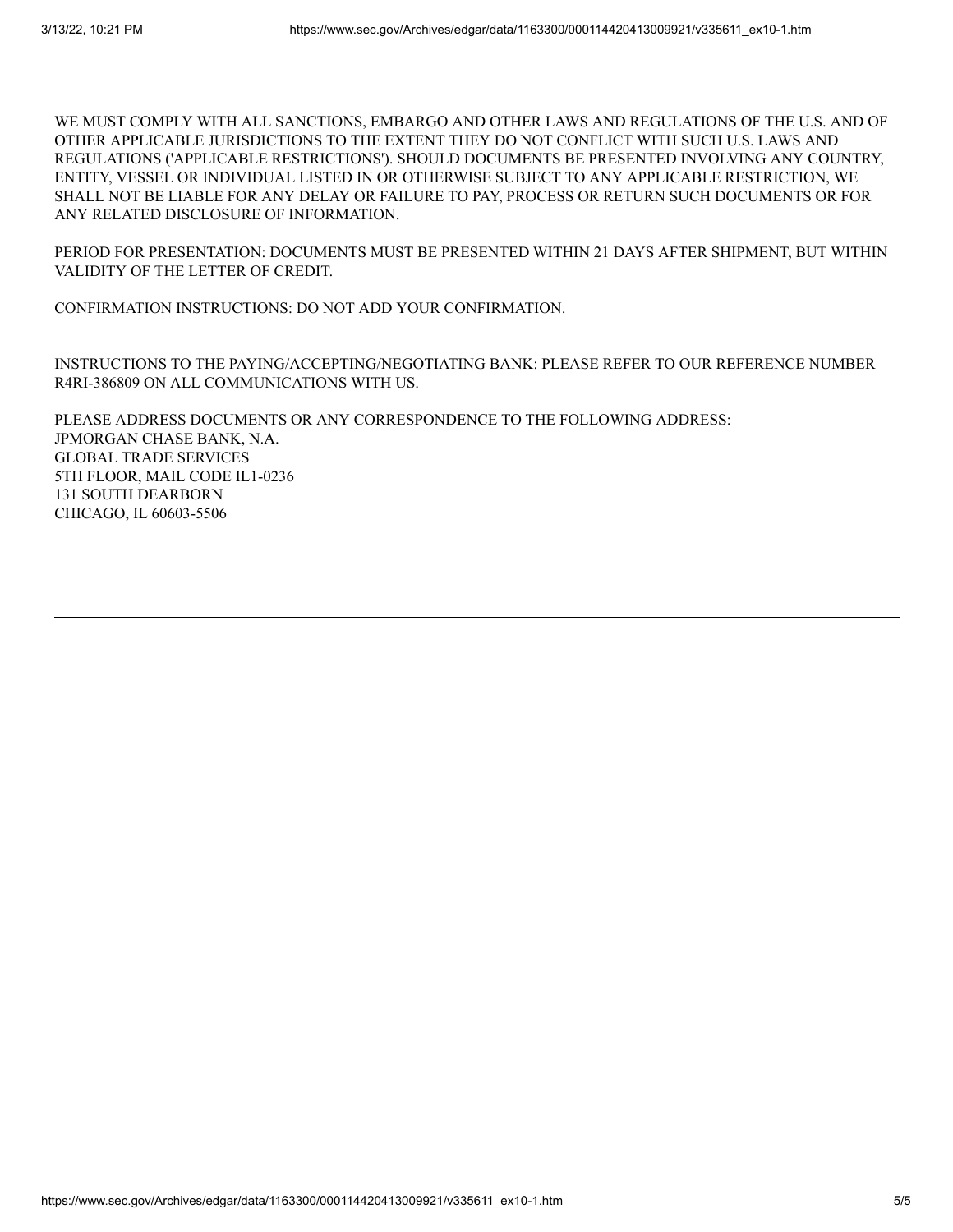WE MUST COMPLY WITH ALL SANCTIONS, EMBARGO AND OTHER LAWS AND REGULATIONS OF THE U.S. AND OF OTHER APPLICABLE JURISDICTIONS TO THE EXTENT THEY DO NOT CONFLICT WITH SUCH U.S. LAWS AND REGULATIONS ('APPLICABLE RESTRICTIONS'). SHOULD DOCUMENTS BE PRESENTED INVOLVING ANY COUNTRY, ENTITY, VESSEL OR INDIVIDUAL LISTED IN OR OTHERWISE SUBJECT TO ANY APPLICABLE RESTRICTION, WE SHALL NOT BE LIABLE FOR ANY DELAY OR FAILURE TO PAY, PROCESS OR RETURN SUCH DOCUMENTS OR FOR ANY RELATED DISCLOSURE OF INFORMATION.

PERIOD FOR PRESENTATION: DOCUMENTS MUST BE PRESENTED WITHIN 21 DAYS AFTER SHIPMENT, BUT WITHIN VALIDITY OF THE LETTER OF CREDIT.

CONFIRMATION INSTRUCTIONS: DO NOT ADD YOUR CONFIRMATION.

INSTRUCTIONS TO THE PAYING/ACCEPTING/NEGOTIATING BANK: PLEASE REFER TO OUR REFERENCE NUMBER R4RI-386809 ON ALL COMMUNICATIONS WITH US.

PLEASE ADDRESS DOCUMENTS OR ANY CORRESPONDENCE TO THE FOLLOWING ADDRESS:
JPMORGAN CHASE BANK, N.A.
GLOBAL TRADE SERVICES
5TH FLOOR, MAIL CODE IL1-0236
131 SOUTH DEARBORN
CHICAGO, IL 60603-5506